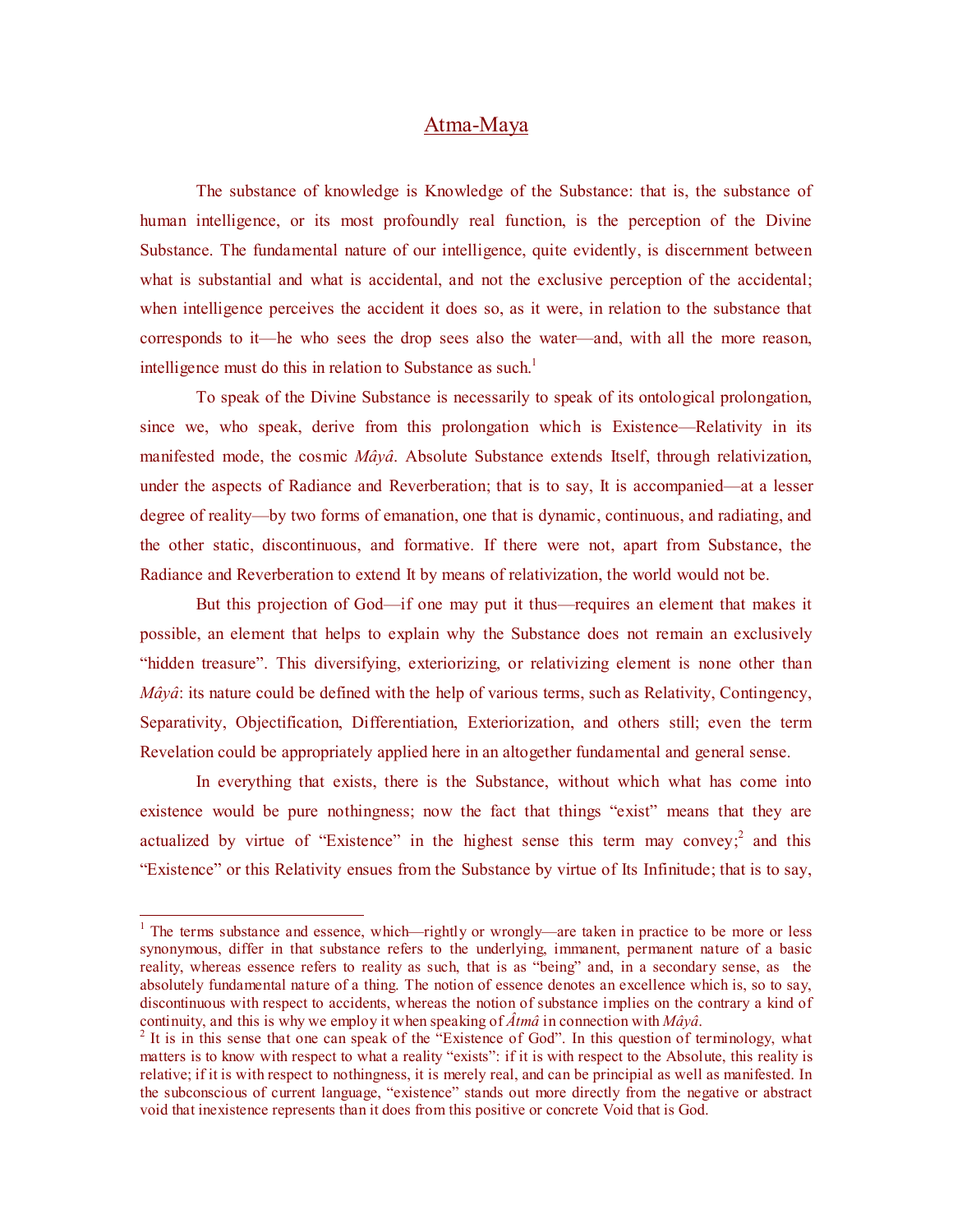# Atma-Maya

The substance of knowledge is Knowledge of the Substance: that is, the substance of human intelligence, or its most profoundly real function, is the perception of the Divine Substance. The fundamental nature of our intelligence, quite evidently, is discernment between what is substantial and what is accidental, and not the exclusive perception of the accidental; when intelligence perceives the accident it does so, as it were, in relation to the substance that corresponds to it—he who sees the drop sees also the water—and, with all the more reason, intelligence must do this in relation to Substance as such.[1]

To speak of the Divine Substance is necessarily to speak of its ontological prolongation, since we, who speak, derive from this prolongation which is Existence—Relativity in its manifested mode, the cosmic *Mâyâ*. Absolute Substance extends Itself, through relativization, under the aspects of Radiance and Reverberation; that is to say, It is accompanied—at a lesser degree of reality—by two forms of emanation, one that is dynamic, continuous, and radiating, and the other static, discontinuous, and formative. If there were not, apart from Substance, the Radiance and Reverberation to extend It by means of relativization, the world would not be.

But this projection of God—if one may put it thus—requires an element that makes it possible, an element that helps to explain why the Substance does not remain an exclusively "hidden treasure". This diversifying, exteriorizing, or relativizing element is none other than *Mâyâ*: its nature could be defined with the help of various terms, such as Relativity, Contingency, Separativity, Objectification, Differentiation, Exteriorization, and others still; even the term Revelation could be appropriately applied here in an altogether fundamental and general sense.

In everything that exists, there is the Substance, without which what has come into existence would be pure nothingness; now the fact that things "exist" means that they are actualized by virtue of "Existence" in the highest sense this term may convey;[2] and this "Existence" or this Relativity ensues from the Substance by virtue of Its Infinitude; that is to say,

---

[1] The terms substance and essence, which—rightly or wrongly—are taken in practice to be more or less synonymous, differ in that substance refers to the underlying, immanent, permanent nature of a basic reality, whereas essence refers to reality as such, that is as "being" and, in a secondary sense, as the absolutely fundamental nature of a thing. The notion of essence denotes an excellence which is, so to say, discontinuous with respect to accidents, whereas the notion of substance implies on the contrary a kind of continuity, and this is why we employ it when speaking of *Âtmâ* in connection with *Mâyâ*.

[2] It is in this sense that one can speak of the "Existence of God". In this question of terminology, what matters is to know with respect to what a reality "exists": if it is with respect to the Absolute, this reality is relative; if it is with respect to nothingness, it is merely real, and can be principial as well as manifested. In the subconscious of current language, "existence" stands out more directly from the negative or abstract void that inexistence represents than it does from this positive or concrete Void that is God.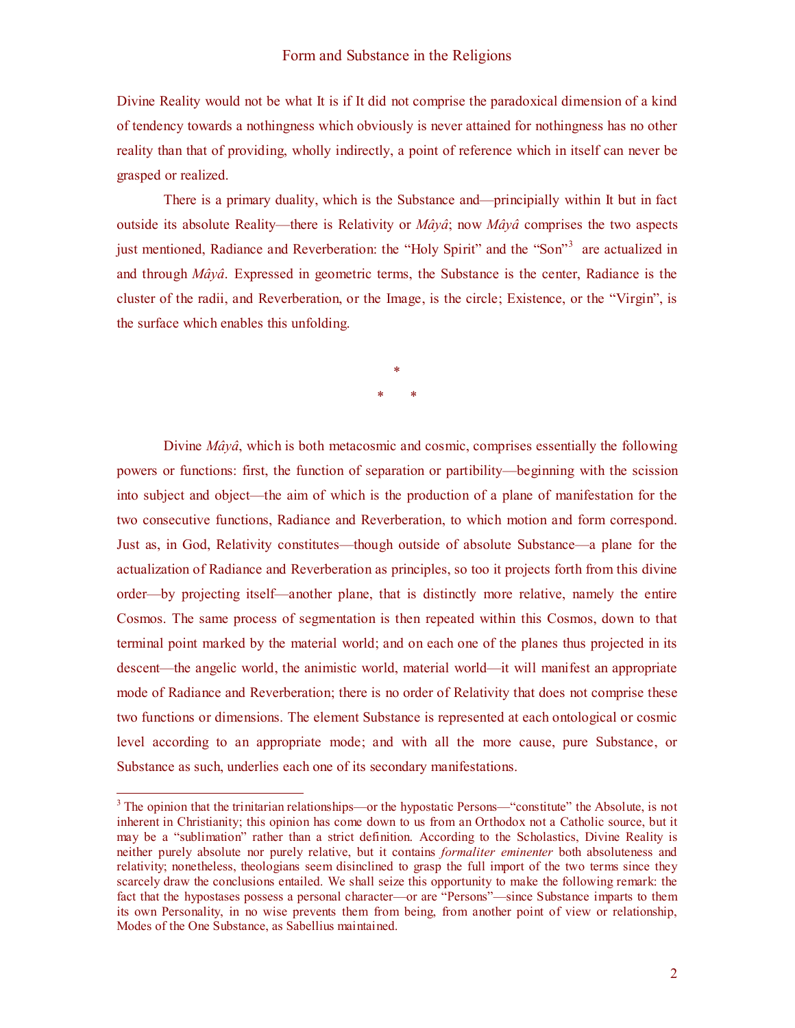Divine Reality would not be what It is if It did not comprise the paradoxical dimension of a kind of tendency towards a nothingness which obviously is never attained for nothingness has no other reality than that of providing, wholly indirectly, a point of reference which in itself can never be grasped or realized.

There is a primary duality, which is the Substance and—principially within It but in fact outside its absolute Reality—there is Relativity or *Mâyâ*; now *Mâyâ* comprises the two aspects just mentioned, Radiance and Reverberation: the "Holy Spirit" and the "Son"[3] are actualized in and through *Mâyâ*. Expressed in geometric terms, the Substance is the center, Radiance is the cluster of the radii, and Reverberation, or the Image, is the circle; Existence, or the "Virgin", is the surface which enables this unfolding.

\*

\*   \*

Divine *Mâyâ*, which is both metacosmic and cosmic, comprises essentially the following powers or functions: first, the function of separation or partibility—beginning with the scission into subject and object—the aim of which is the production of a plane of manifestation for the two consecutive functions, Radiance and Reverberation, to which motion and form correspond. Just as, in God, Relativity constitutes—though outside of absolute Substance—a plane for the actualization of Radiance and Reverberation as principles, so too it projects forth from this divine order—by projecting itself—another plane, that is distinctly more relative, namely the entire Cosmos. The same process of segmentation is then repeated within this Cosmos, down to that terminal point marked by the material world; and on each one of the planes thus projected in its descent—the angelic world, the animistic world, material world—it will manifest an appropriate mode of Radiance and Reverberation; there is no order of Relativity that does not comprise these two functions or dimensions. The element Substance is represented at each ontological or cosmic level according to an appropriate mode; and with all the more cause, pure Substance, or Substance as such, underlies each one of its secondary manifestations.

---

[3] The opinion that the trinitarian relationships—or the hypostatic Persons—"constitute" the Absolute, is not inherent in Christianity; this opinion has come down to us from an Orthodox not a Catholic source, but it may be a "sublimation" rather than a strict definition. According to the Scholastics, Divine Reality is neither purely absolute nor purely relative, but it contains *formaliter eminenter* both absoluteness and relativity; nonetheless, theologians seem disinclined to grasp the full import of the two terms since they scarcely draw the conclusions entailed. We shall seize this opportunity to make the following remark: the fact that the hypostases possess a personal character—or are "Persons"—since Substance imparts to them its own Personality, in no wise prevents them from being, from another point of view or relationship, Modes of the One Substance, as Sabellius maintained.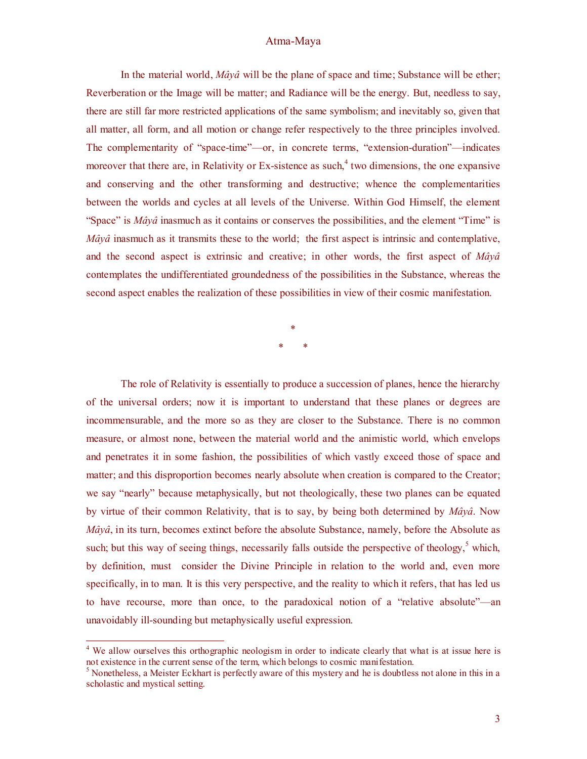In the material world, *Mâyâ* will be the plane of space and time; Substance will be ether; Reverberation or the Image will be matter; and Radiance will be the energy. But, needless to say, there are still far more restricted applications of the same symbolism; and inevitably so, given that all matter, all form, and all motion or change refer respectively to the three principles involved. The complementarity of "space-time"—or, in concrete terms, "extension-duration"—indicates moreover that there are, in Relativity or Ex-sistence as such,[4] two dimensions, the one expansive and conserving and the other transforming and destructive; whence the complementarities between the worlds and cycles at all levels of the Universe. Within God Himself, the element "Space" is *Mâyâ* inasmuch as it contains or conserves the possibilities, and the element "Time" is *Mâyâ* inasmuch as it transmits these to the world; the first aspect is intrinsic and contemplative, and the second aspect is extrinsic and creative; in other words, the first aspect of *Mâyâ* contemplates the undifferentiated groundedness of the possibilities in the Substance, whereas the second aspect enables the realization of these possibilities in view of their cosmic manifestation.

\*

\* \*

The role of Relativity is essentially to produce a succession of planes, hence the hierarchy of the universal orders; now it is important to understand that these planes or degrees are incommensurable, and the more so as they are closer to the Substance. There is no common measure, or almost none, between the material world and the animistic world, which envelops and penetrates it in some fashion, the possibilities of which vastly exceed those of space and matter; and this disproportion becomes nearly absolute when creation is compared to the Creator; we say "nearly" because metaphysically, but not theologically, these two planes can be equated by virtue of their common Relativity, that is to say, by being both determined by *Mâyâ*. Now *Mâyâ*, in its turn, becomes extinct before the absolute Substance, namely, before the Absolute as such; but this way of seeing things, necessarily falls outside the perspective of theology,[5] which, by definition, must consider the Divine Principle in relation to the world and, even more specifically, in to man. It is this very perspective, and the reality to which it refers, that has led us to have recourse, more than once, to the paradoxical notion of a "relative absolute"—an unavoidably ill-sounding but metaphysically useful expression.

---

[4] We allow ourselves this orthographic neologism in order to indicate clearly that what is at issue here is not existence in the current sense of the term, which belongs to cosmic manifestation.

[5] Nonetheless, a Meister Eckhart is perfectly aware of this mystery and he is doubtless not alone in this in a scholastic and mystical setting.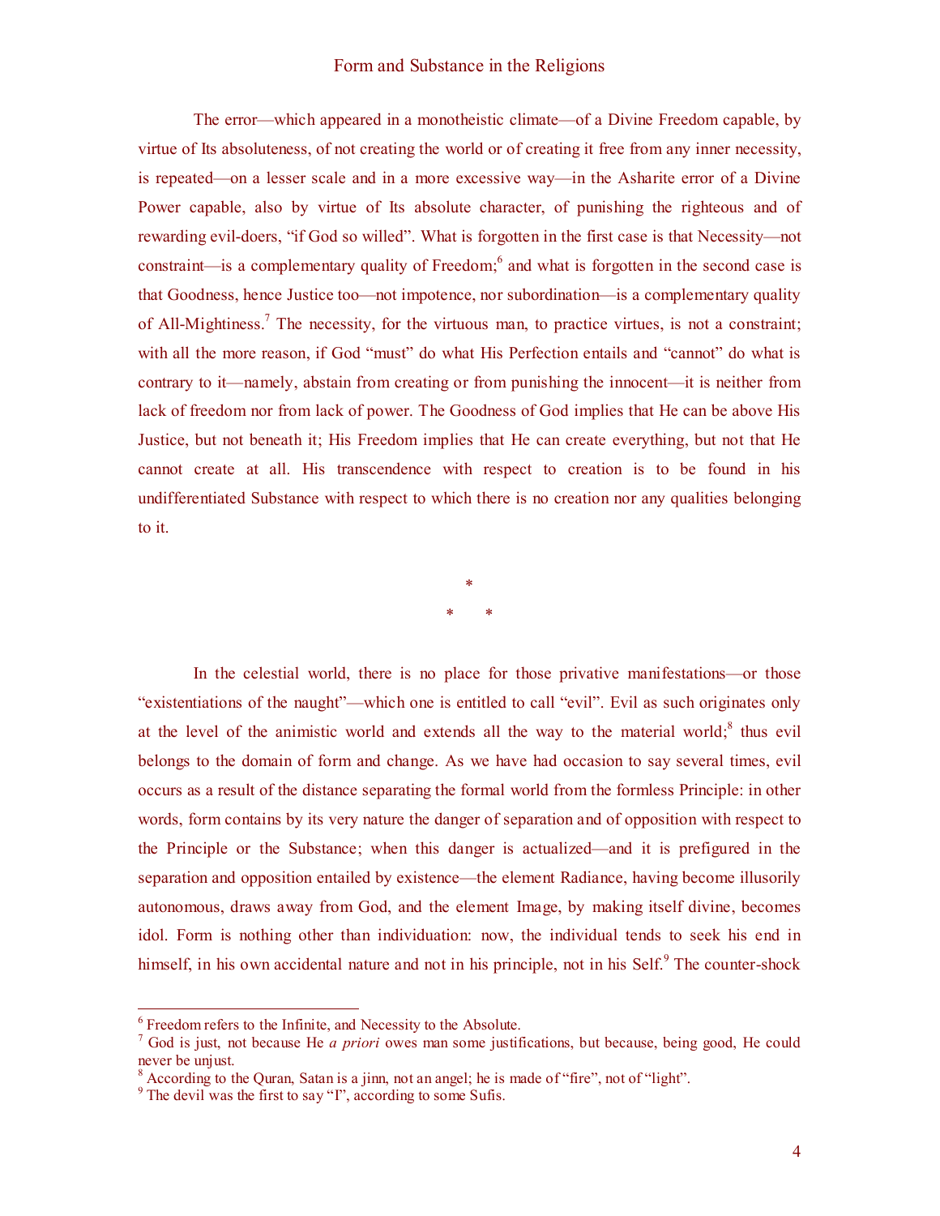The error—which appeared in a monotheistic climate—of a Divine Freedom capable, by virtue of Its absoluteness, of not creating the world or of creating it free from any inner necessity, is repeated—on a lesser scale and in a more excessive way—in the Asharite error of a Divine Power capable, also by virtue of Its absolute character, of punishing the righteous and of rewarding evil-doers, "if God so willed". What is forgotten in the first case is that Necessity—not constraint—is a complementary quality of Freedom;[6] and what is forgotten in the second case is that Goodness, hence Justice too—not impotence, nor subordination—is a complementary quality of All-Mightiness.[7] The necessity, for the virtuous man, to practice virtues, is not a constraint; with all the more reason, if God "must" do what His Perfection entails and "cannot" do what is contrary to it—namely, abstain from creating or from punishing the innocent—it is neither from lack of freedom nor from lack of power. The Goodness of God implies that He can be above His Justice, but not beneath it; His Freedom implies that He can create everything, but not that He cannot create at all. His transcendence with respect to creation is to be found in his undifferentiated Substance with respect to which there is no creation nor any qualities belonging to it.

*

\*     *

In the celestial world, there is no place for those privative manifestations—or those "existentiations of the naught"—which one is entitled to call "evil". Evil as such originates only at the level of the animistic world and extends all the way to the material world;[8] thus evil belongs to the domain of form and change. As we have had occasion to say several times, evil occurs as a result of the distance separating the formal world from the formless Principle: in other words, form contains by its very nature the danger of separation and of opposition with respect to the Principle or the Substance; when this danger is actualized—and it is prefigured in the separation and opposition entailed by existence—the element Radiance, having become illusorily autonomous, draws away from God, and the element Image, by making itself divine, becomes idol. Form is nothing other than individuation: now, the individual tends to seek his end in himself, in his own accidental nature and not in his principle, not in his Self.[9] The counter-shock

---

[6] Freedom refers to the Infinite, and Necessity to the Absolute.

[7] God is just, not because He *a priori* owes man some justifications, but because, being good, He could never be unjust.

[8] According to the Quran, Satan is a jinn, not an angel; he is made of "fire", not of "light".

[9] The devil was the first to say "I", according to some Sufis.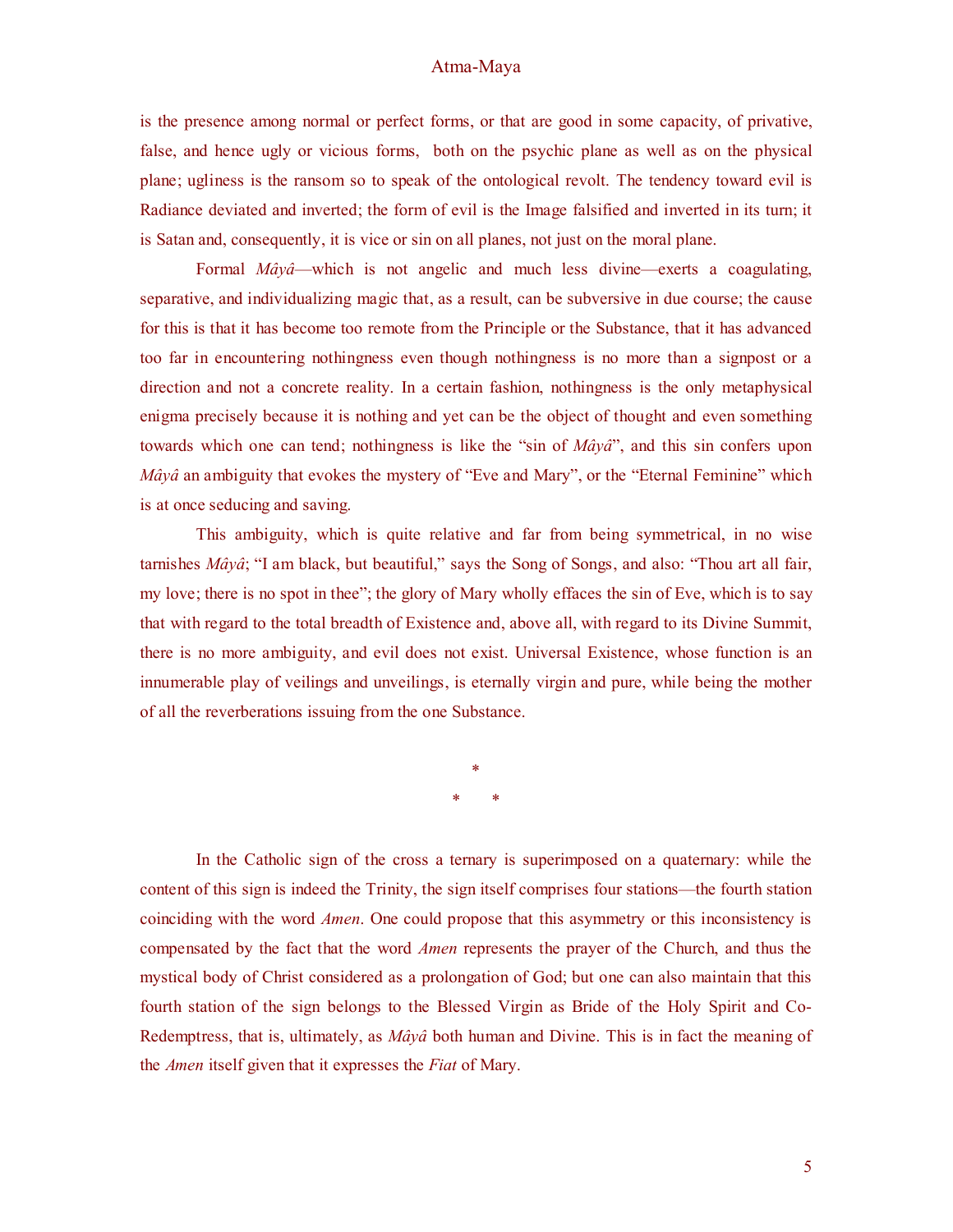is the presence among normal or perfect forms, or that are good in some capacity, of privative, false, and hence ugly or vicious forms, both on the psychic plane as well as on the physical plane; ugliness is the ransom so to speak of the ontological revolt. The tendency toward evil is Radiance deviated and inverted; the form of evil is the Image falsified and inverted in its turn; it is Satan and, consequently, it is vice or sin on all planes, not just on the moral plane.

Formal *Mâyâ*—which is not angelic and much less divine—exerts a coagulating, separative, and individualizing magic that, as a result, can be subversive in due course; the cause for this is that it has become too remote from the Principle or the Substance, that it has advanced too far in encountering nothingness even though nothingness is no more than a signpost or a direction and not a concrete reality. In a certain fashion, nothingness is the only metaphysical enigma precisely because it is nothing and yet can be the object of thought and even something towards which one can tend; nothingness is like the "sin of *Mâyâ*", and this sin confers upon *Mâyâ* an ambiguity that evokes the mystery of "Eve and Mary", or the "Eternal Feminine" which is at once seducing and saving.

This ambiguity, which is quite relative and far from being symmetrical, in no wise tarnishes *Mâyâ*; "I am black, but beautiful," says the Song of Songs, and also: "Thou art all fair, my love; there is no spot in thee"; the glory of Mary wholly effaces the sin of Eve, which is to say that with regard to the total breadth of Existence and, above all, with regard to its Divine Summit, there is no more ambiguity, and evil does not exist. Universal Existence, whose function is an innumerable play of veilings and unveilings, is eternally virgin and pure, while being the mother of all the reverberations issuing from the one Substance.

\*

\*    \*

In the Catholic sign of the cross a ternary is superimposed on a quaternary: while the content of this sign is indeed the Trinity, the sign itself comprises four stations—the fourth station coinciding with the word *Amen*. One could propose that this asymmetry or this inconsistency is compensated by the fact that the word *Amen* represents the prayer of the Church, and thus the mystical body of Christ considered as a prolongation of God; but one can also maintain that this fourth station of the sign belongs to the Blessed Virgin as Bride of the Holy Spirit and Co-Redemptress, that is, ultimately, as *Mâyâ* both human and Divine. This is in fact the meaning of the *Amen* itself given that it expresses the *Fiat* of Mary.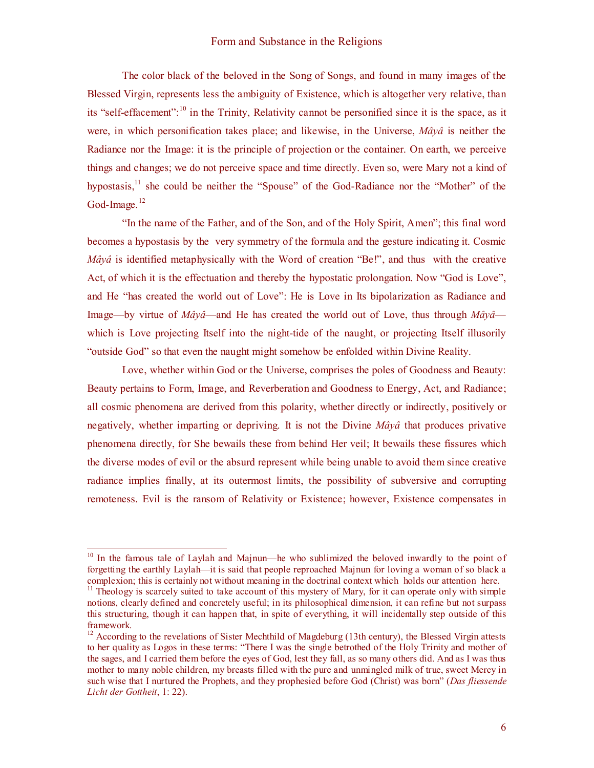The color black of the beloved in the Song of Songs, and found in many images of the Blessed Virgin, represents less the ambiguity of Existence, which is altogether very relative, than its "self-effacement":[10] in the Trinity, Relativity cannot be personified since it is the space, as it were, in which personification takes place; and likewise, in the Universe, *Mâyâ* is neither the Radiance nor the Image: it is the principle of projection or the container. On earth, we perceive things and changes; we do not perceive space and time directly. Even so, were Mary not a kind of hypostasis,[11] she could be neither the "Spouse" of the God-Radiance nor the "Mother" of the God-Image.[12]

"In the name of the Father, and of the Son, and of the Holy Spirit, Amen"; this final word becomes a hypostasis by the very symmetry of the formula and the gesture indicating it. Cosmic *Mâyâ* is identified metaphysically with the Word of creation "Be!", and thus with the creative Act, of which it is the effectuation and thereby the hypostatic prolongation. Now "God is Love", and He "has created the world out of Love": He is Love in Its bipolarization as Radiance and Image—by virtue of *Mâyâ*—and He has created the world out of Love, thus through *Mâyâ*—which is Love projecting Itself into the night-tide of the naught, or projecting Itself illusorily "outside God" so that even the naught might somehow be enfolded within Divine Reality.

Love, whether within God or the Universe, comprises the poles of Goodness and Beauty: Beauty pertains to Form, Image, and Reverberation and Goodness to Energy, Act, and Radiance; all cosmic phenomena are derived from this polarity, whether directly or indirectly, positively or negatively, whether imparting or depriving. It is not the Divine *Mâyâ* that produces privative phenomena directly, for She bewails these from behind Her veil; It bewails these fissures which the diverse modes of evil or the absurd represent while being unable to avoid them since creative radiance implies finally, at its outermost limits, the possibility of subversive and corrupting remoteness. Evil is the ransom of Relativity or Existence; however, Existence compensates in

---

[10] In the famous tale of Laylah and Majnun—he who sublimized the beloved inwardly to the point of forgetting the earthly Laylah—it is said that people reproached Majnun for loving a woman of so black a complexion; this is certainly not without meaning in the doctrinal context which holds our attention here.

[11] Theology is scarcely suited to take account of this mystery of Mary, for it can operate only with simple notions, clearly defined and concretely useful; in its philosophical dimension, it can refine but not surpass this structuring, though it can happen that, in spite of everything, it will incidentally step outside of this framework.

[12] According to the revelations of Sister Mechthild of Magdeburg (13th century), the Blessed Virgin attests to her quality as Logos in these terms: "There I was the single betrothed of the Holy Trinity and mother of the sages, and I carried them before the eyes of God, lest they fall, as so many others did. And as I was thus mother to many noble children, my breasts filled with the pure and unmingled milk of true, sweet Mercy in such wise that I nurtured the Prophets, and they prophesied before God (Christ) was born" (*Das fliessende Licht der Gottheit*, 1: 22).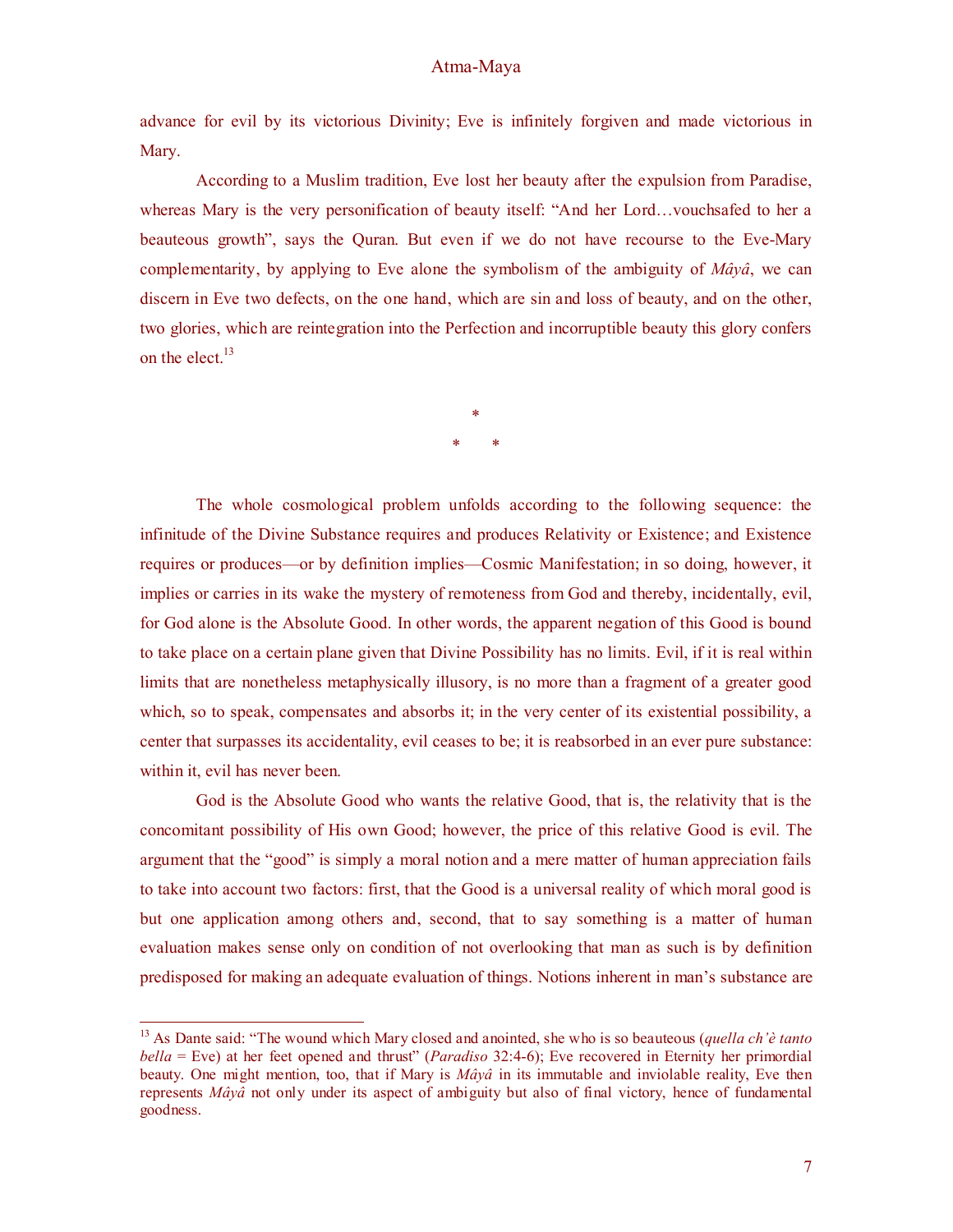advance for evil by its victorious Divinity; Eve is infinitely forgiven and made victorious in Mary.

According to a Muslim tradition, Eve lost her beauty after the expulsion from Paradise, whereas Mary is the very personification of beauty itself: "And her Lord…vouchsafed to her a beauteous growth", says the Quran. But even if we do not have recourse to the Eve-Mary complementarity, by applying to Eve alone the symbolism of the ambiguity of *Mâyâ*, we can discern in Eve two defects, on the one hand, which are sin and loss of beauty, and on the other, two glories, which are reintegration into the Perfection and incorruptible beauty this glory confers on the elect.[13]

\*

\*   \*

The whole cosmological problem unfolds according to the following sequence: the infinitude of the Divine Substance requires and produces Relativity or Existence; and Existence requires or produces—or by definition implies—Cosmic Manifestation; in so doing, however, it implies or carries in its wake the mystery of remoteness from God and thereby, incidentally, evil, for God alone is the Absolute Good. In other words, the apparent negation of this Good is bound to take place on a certain plane given that Divine Possibility has no limits. Evil, if it is real within limits that are nonetheless metaphysically illusory, is no more than a fragment of a greater good which, so to speak, compensates and absorbs it; in the very center of its existential possibility, a center that surpasses its accidentality, evil ceases to be; it is reabsorbed in an ever pure substance: within it, evil has never been.

God is the Absolute Good who wants the relative Good, that is, the relativity that is the concomitant possibility of His own Good; however, the price of this relative Good is evil. The argument that the "good" is simply a moral notion and a mere matter of human appreciation fails to take into account two factors: first, that the Good is a universal reality of which moral good is but one application among others and, second, that to say something is a matter of human evaluation makes sense only on condition of not overlooking that man as such is by definition predisposed for making an adequate evaluation of things. Notions inherent in man's substance are

---

[13] As Dante said: "The wound which Mary closed and anointed, she who is so beauteous (*quella ch'è tanto bella* = Eve) at her feet opened and thrust" (*Paradiso* 32:4-6); Eve recovered in Eternity her primordial beauty. One might mention, too, that if Mary is *Mâyâ* in its immutable and inviolable reality, Eve then represents *Mâyâ* not only under its aspect of ambiguity but also of final victory, hence of fundamental goodness.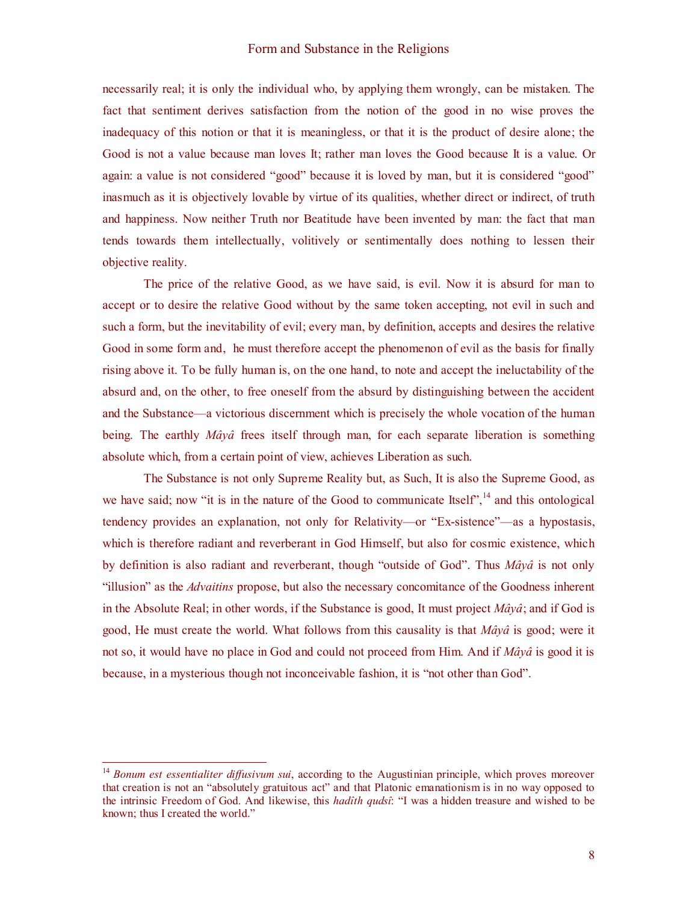necessarily real; it is only the individual who, by applying them wrongly, can be mistaken. The fact that sentiment derives satisfaction from the notion of the good in no wise proves the inadequacy of this notion or that it is meaningless, or that it is the product of desire alone; the Good is not a value because man loves It; rather man loves the Good because It is a value. Or again: a value is not considered "good" because it is loved by man, but it is considered "good" inasmuch as it is objectively lovable by virtue of its qualities, whether direct or indirect, of truth and happiness. Now neither Truth nor Beatitude have been invented by man: the fact that man tends towards them intellectually, volitively or sentimentally does nothing to lessen their objective reality.

The price of the relative Good, as we have said, is evil. Now it is absurd for man to accept or to desire the relative Good without by the same token accepting, not evil in such and such a form, but the inevitability of evil; every man, by definition, accepts and desires the relative Good in some form and, he must therefore accept the phenomenon of evil as the basis for finally rising above it. To be fully human is, on the one hand, to note and accept the ineluctability of the absurd and, on the other, to free oneself from the absurd by distinguishing between the accident and the Substance—a victorious discernment which is precisely the whole vocation of the human being. The earthly *Mâyâ* frees itself through man, for each separate liberation is something absolute which, from a certain point of view, achieves Liberation as such.

The Substance is not only Supreme Reality but, as Such, It is also the Supreme Good, as we have said; now "it is in the nature of the Good to communicate Itself",[14] and this ontological tendency provides an explanation, not only for Relativity—or "Ex-sistence"—as a hypostasis, which is therefore radiant and reverberant in God Himself, but also for cosmic existence, which by definition is also radiant and reverberant, though "outside of God". Thus *Mâyâ* is not only "illusion" as the *Advaitins* propose, but also the necessary concomitance of the Goodness inherent in the Absolute Real; in other words, if the Substance is good, It must project *Mâyâ*; and if God is good, He must create the world. What follows from this causality is that *Mâyâ* is good; were it not so, it would have no place in God and could not proceed from Him. And if *Mâyâ* is good it is because, in a mysterious though not inconceivable fashion, it is "not other than God".

---

[14] *Bonum est essentialiter diffusivum sui*, according to the Augustinian principle, which proves moreover that creation is not an "absolutely gratuitous act" and that Platonic emanationism is in no way opposed to the intrinsic Freedom of God. And likewise, this *hadîth qudsî*: "I was a hidden treasure and wished to be known; thus I created the world."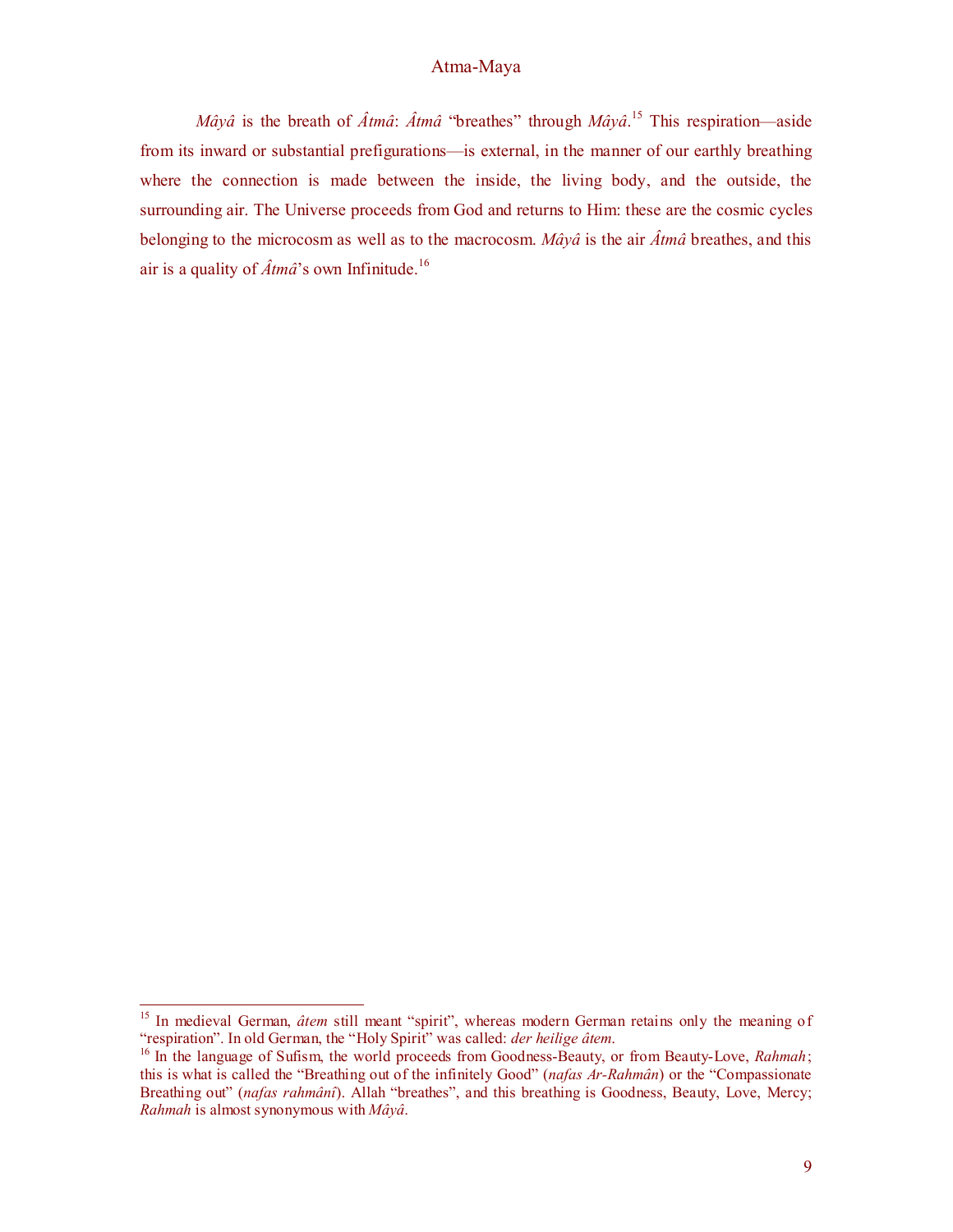*Mâyâ* is the breath of *Âtmâ*: *Âtmâ* "breathes" through *Mâyâ*.[15] This respiration—aside from its inward or substantial prefigurations—is external, in the manner of our earthly breathing where the connection is made between the inside, the living body, and the outside, the surrounding air. The Universe proceeds from God and returns to Him: these are the cosmic cycles belonging to the microcosm as well as to the macrocosm. *Mâyâ* is the air *Âtmâ* breathes, and this air is a quality of *Âtmâ*'s own Infinitude.[16]

---

[15] In medieval German, *âtem* still meant "spirit", whereas modern German retains only the meaning of "respiration". In old German, the "Holy Spirit" was called: *der heilige âtem*.

[16] In the language of Sufism, the world proceeds from Goodness-Beauty, or from Beauty-Love, *Rahmah*; this is what is called the "Breathing out of the infinitely Good" (*nafas Ar-Rahmân*) or the "Compassionate Breathing out" (*nafas rahmânî*). Allah "breathes", and this breathing is Goodness, Beauty, Love, Mercy; *Rahmah* is almost synonymous with *Mâyâ*.